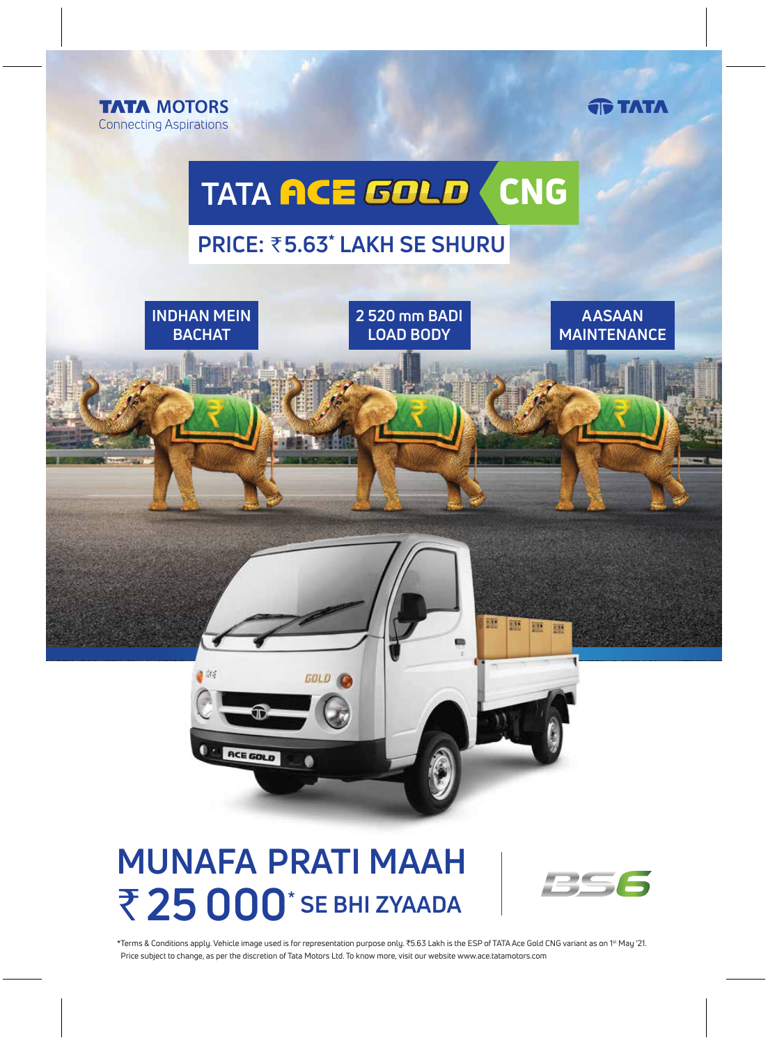**TATA MOTORS**
Connecting Aspirations

**TATA**

# TATA ACE GOLD CNG

## PRICE: ₹5.63* LAKH SE SHURU

**INDHAN MEIN BACHAT**

**2 520 mm BADI LOAD BODY**

**AASAAN MAINTENANCE**

# MUNAFA PRATI MAAH ₹25 000* SE BHI ZYAADA

BS6

*Terms & Conditions apply. Vehicle image used is for representation purpose only. ₹5.63 Lakh is the ESP of TATA Ace Gold CNG variant as on 1st May '21. Price subject to change, as per the discretion of Tata Motors Ltd. To know more, visit our website www.ace.tatamotors.com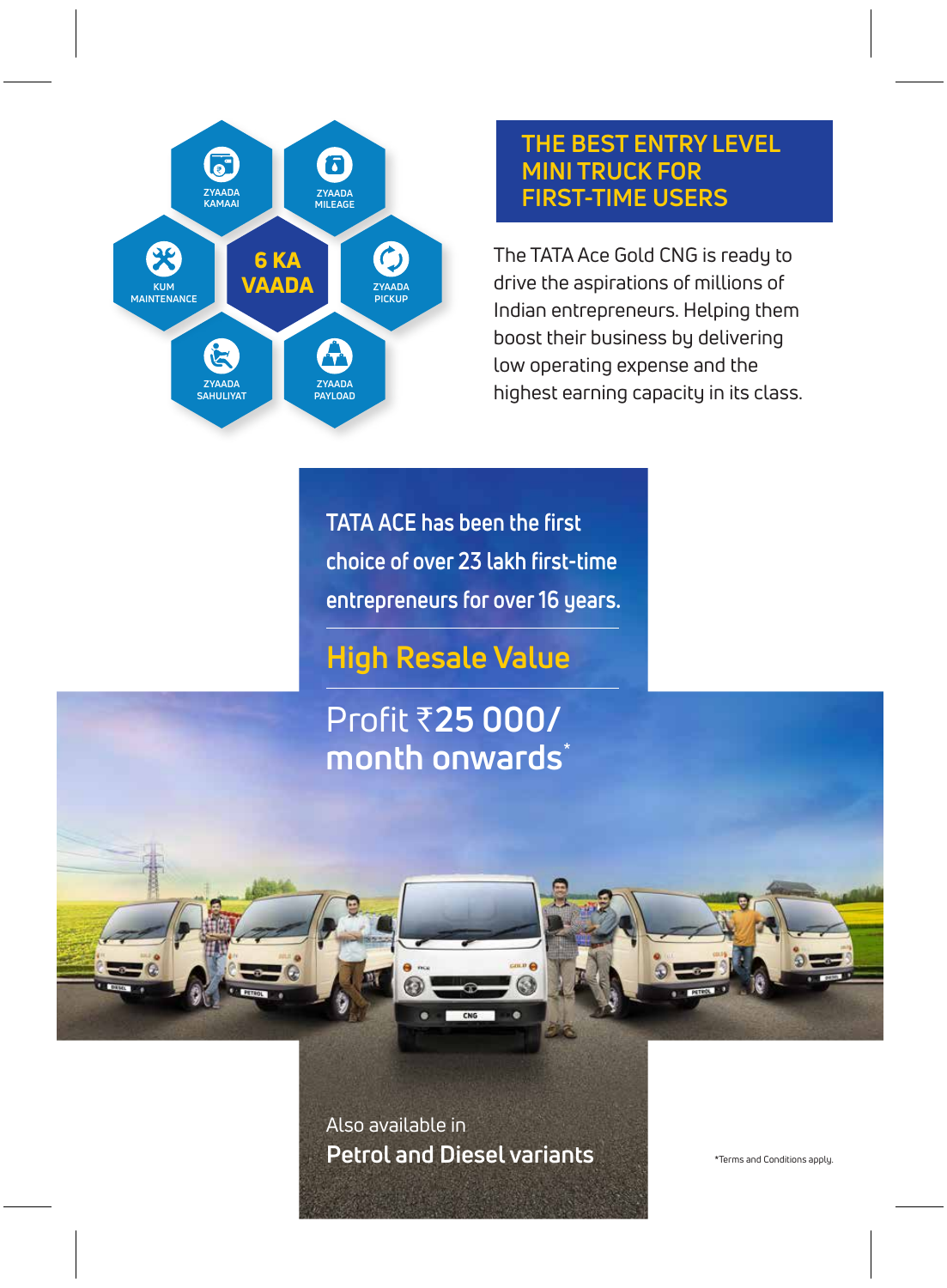**6 KA VAADA**

- ZYAADA KAMAAI
- ZYAADA MILEAGE
- KUM MAINTENANCE
- ZYAADA PICKUP
- ZYAADA SAHULIYAT
- ZYAADA PAYLOAD

## THE BEST ENTRY LEVEL MINI TRUCK FOR FIRST-TIME USERS

The TATA Ace Gold CNG is ready to drive the aspirations of millions of Indian entrepreneurs. Helping them boost their business by delivering low operating expense and the highest earning capacity in its class.

TATA ACE has been the first choice of over 23 lakh first-time entrepreneurs for over 16 years.

## High Resale Value

**Profit ₹25 000/ month onwards***

Also available in
**Petrol and Diesel variants**

*Terms and Conditions apply.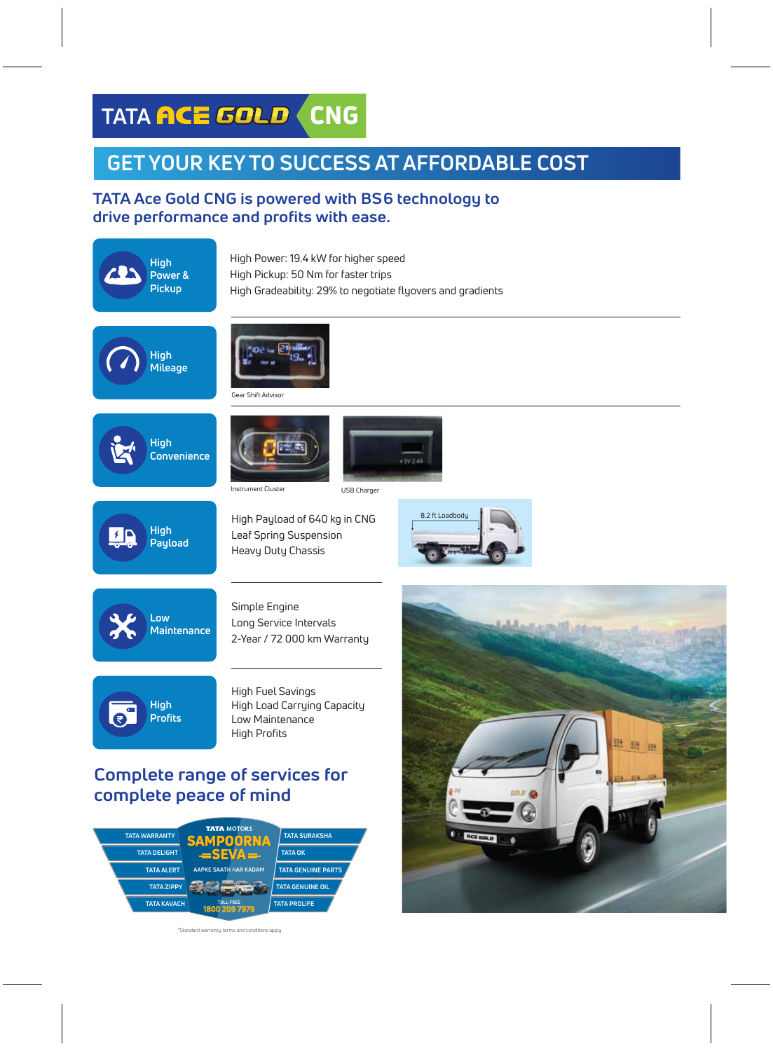# TATA ACE GOLD CNG

## GET YOUR KEY TO SUCCESS AT AFFORDABLE COST

### TATA Ace Gold CNG is powered with BS6 technology to drive performance and profits with ease.

**High Power & Pickup**

High Power: 19.4 kW for higher speed
High Pickup: 50 Nm for faster trips
High Gradeability: 29% to negotiate flyovers and gradients

**High Mileage**

Gear Shift Advisor

**High Convenience**

Instrument Cluster

USB Charger

**High Payload**

High Payload of 640 kg in CNG
Leaf Spring Suspension
Heavy Duty Chassis

8.2 ft Loadbody

**Low Maintenance**

Simple Engine
Long Service Intervals
2-Year / 72 000 km Warranty

**High Profits**

High Fuel Savings
High Load Carrying Capacity
Low Maintenance
High Profits

### Complete range of services for complete peace of mind

TATA MOTORS SAMPOORNA SEVA — AAPKE SAATH HAR KADAM

- TATA WARRANTY
- TATA DELIGHT
- TATA ALERT
- TATA ZIPPY
- TATA KAVACH
- TATA SURAKSHA
- TATA OK
- TATA GENUINE PARTS
- TATA GENUINE OIL
- TATA PROLIFE

TOLL-FREE 1800 209 7979

*Standard warranty, terms and conditions apply.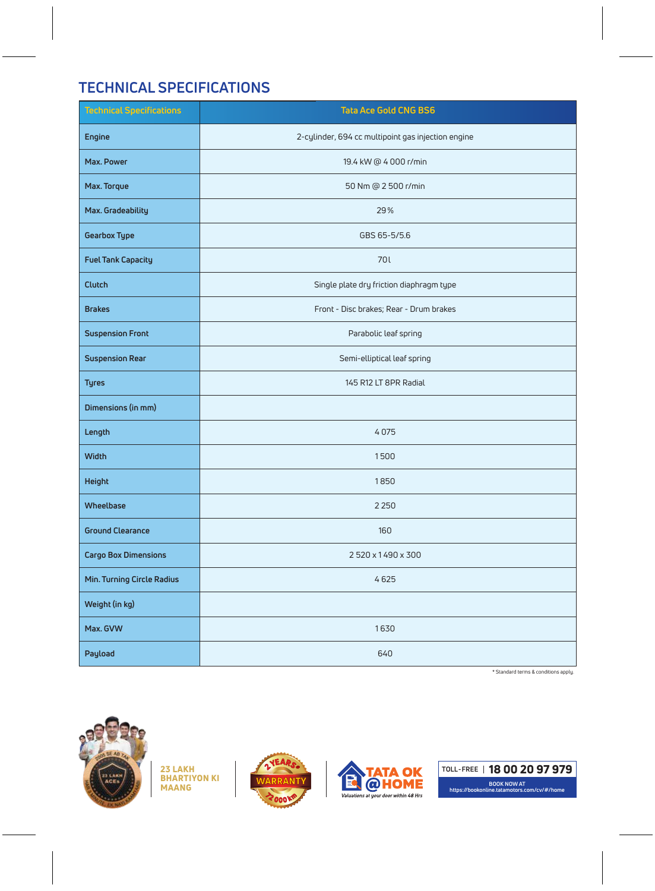## TECHNICAL SPECIFICATIONS

| Technical Specifications | Tata Ace Gold CNG BS6 |
|---|---|
| Engine | 2-cylinder, 694 cc multipoint gas injection engine |
| Max. Power | 19.4 kW @ 4 000 r/min |
| Max. Torque | 50 Nm @ 2 500 r/min |
| Max. Gradeability | 29 % |
| Gearbox Type | GBS 65-5/5.6 |
| Fuel Tank Capacity | 70 l |
| Clutch | Single plate dry friction diaphragm type |
| Brakes | Front - Disc brakes; Rear - Drum brakes |
| Suspension Front | Parabolic leaf spring |
| Suspension Rear | Semi-elliptical leaf spring |
| Tyres | 145 R12 LT 8PR Radial |
| Dimensions (in mm) | |
| Length | 4 075 |
| Width | 1 500 |
| Height | 1 850 |
| Wheelbase | 2 250 |
| Ground Clearance | 160 |
| Cargo Box Dimensions | 2 520 x 1 490 x 300 |
| Min. Turning Circle Radius | 4 625 |
| Weight (in kg) | |
| Max. GVW | 1 630 |
| Payload | 640 |

* Standard terms & conditions apply.

23 LAKH BHARTIYON KI MAANG

2 YEARS* WARRANTY 72 000 km

TATA OK @HOME
Valuations at your door within 48 Hrs

TOLL-FREE | 18 00 20 97 979
BOOK NOW AT
https://bookonline.tatamotors.com/cv/#/home